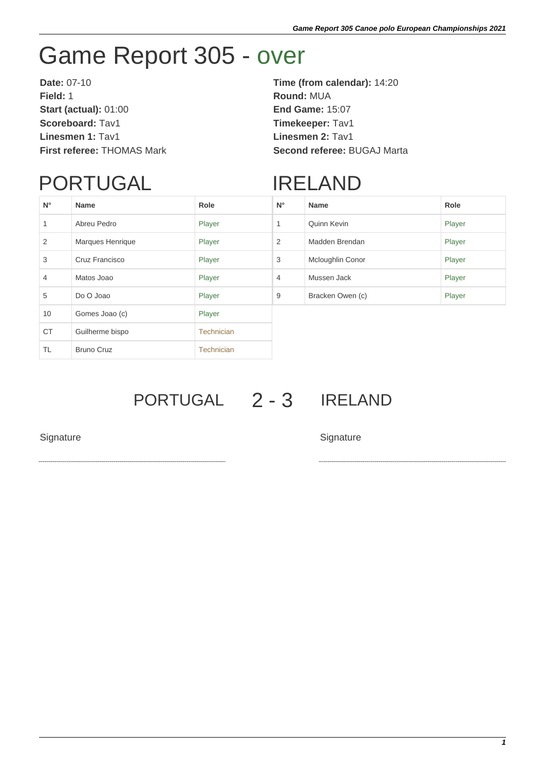# Game Report 305 - over

**Date:** 07-10
**Field:** 1
**Start (actual):** 01:00
**Scoreboard:** Tav1
**Linesmen 1:** Tav1
**First referee:** THOMAS Mark

**Time (from calendar):** 14:20
**Round:** MUA
**End Game:** 15:07
**Timekeeper:** Tav1
**Linesmen 2:** Tav1
**Second referee:** BUGAJ Marta

## PORTUGAL

| N° | Name | Role |
|---|---|---|
| 1 | Abreu Pedro | Player |
| 2 | Marques Henrique | Player |
| 3 | Cruz Francisco | Player |
| 4 | Matos Joao | Player |
| 5 | Do O Joao | Player |
| 10 | Gomes Joao (c) | Player |
| CT | Guilherme bispo | Technician |
| TL | Bruno Cruz | Technician |

## IRELAND

| N° | Name | Role |
|---|---|---|
| 1 | Quinn Kevin | Player |
| 2 | Madden Brendan | Player |
| 3 | Mcloughlin Conor | Player |
| 4 | Mussen Jack | Player |
| 9 | Bracken Owen (c) | Player |

## PORTUGAL 2 - 3 IRELAND

Signature

Signature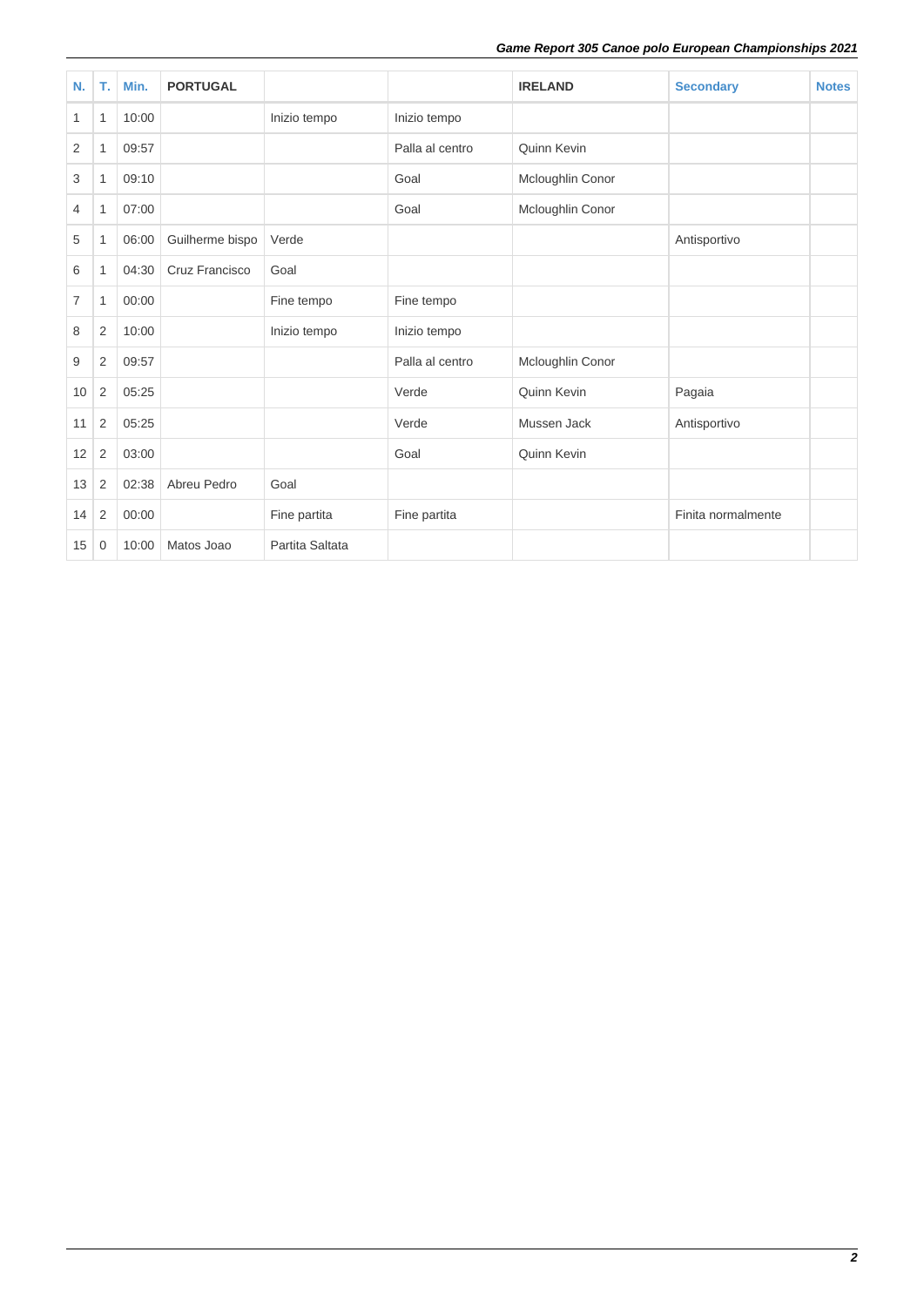| N. | T. | Min. | PORTUGAL | | | IRELAND | Secondary | Notes |
|---|---|---|---|---|---|---|---|---|
| 1 | 1 | 10:00 | | Inizio tempo | Inizio tempo | | | |
| 2 | 1 | 09:57 | | | Palla al centro | Quinn Kevin | | |
| 3 | 1 | 09:10 | | | Goal | Mcloughlin Conor | | |
| 4 | 1 | 07:00 | | | Goal | Mcloughlin Conor | | |
| 5 | 1 | 06:00 | Guilherme bispo | Verde | | | Antisportivo | |
| 6 | 1 | 04:30 | Cruz Francisco | Goal | | | | |
| 7 | 1 | 00:00 | | Fine tempo | Fine tempo | | | |
| 8 | 2 | 10:00 | | Inizio tempo | Inizio tempo | | | |
| 9 | 2 | 09:57 | | | Palla al centro | Mcloughlin Conor | | |
| 10 | 2 | 05:25 | | | Verde | Quinn Kevin | Pagaia | |
| 11 | 2 | 05:25 | | | Verde | Mussen Jack | Antisportivo | |
| 12 | 2 | 03:00 | | | Goal | Quinn Kevin | | |
| 13 | 2 | 02:38 | Abreu Pedro | Goal | | | | |
| 14 | 2 | 00:00 | | Fine partita | Fine partita | | Finita normalmente | |
| 15 | 0 | 10:00 | Matos Joao | Partita Saltata | | | | |